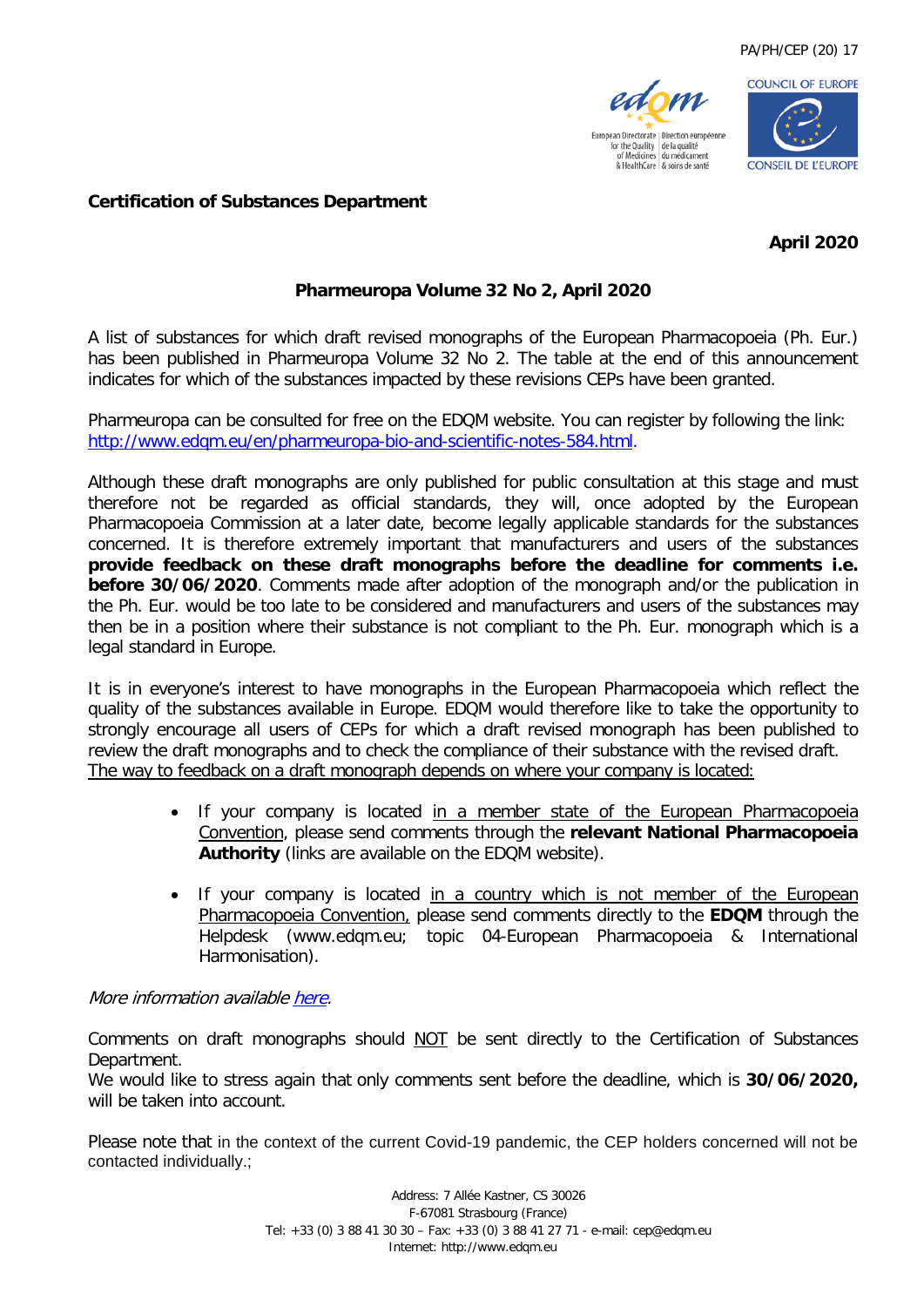PA/PH/CEP (20) 17

**Certification of Substances Department**

**April 2020**

**Pharmeuropa Volume 32 No 2, April 2020**

A list of substances for which draft revised monographs of the European Pharmacopoeia (Ph. Eur.) has been published in Pharmeuropa Volume 32 No 2. The table at the end of this announcement indicates for which of the substances impacted by these revisions CEPs have been granted.

Pharmeuropa can be consulted for free on the EDQM website. You can register by following the link: [http://www.edqm.eu/en/pharmeuropa-bio-and-scientific-notes-584.html](http://www.edqm.eu/en/pharmeuropa-bio-and-scientific-notes-584.html).

Although these draft monographs are only published for public consultation at this stage and must therefore not be regarded as official standards, they will, once adopted by the European Pharmacopoeia Commission at a later date, become legally applicable standards for the substances concerned. It is therefore extremely important that manufacturers and users of the substances **provide feedback on these draft monographs before the deadline for comments i.e. before 30/06/2020**. Comments made after adoption of the monograph and/or the publication in the Ph. Eur. would be too late to be considered and manufacturers and users of the substances may then be in a position where their substance is not compliant to the Ph. Eur. monograph which is a legal standard in Europe.

It is in everyone's interest to have monographs in the European Pharmacopoeia which reflect the quality of the substances available in Europe. EDQM would therefore like to take the opportunity to strongly encourage all users of CEPs for which a draft revised monograph has been published to review the draft monographs and to check the compliance of their substance with the revised draft.
<u>The way to feedback on a draft monograph depends on where your company is located:</u>

- If your company is located <u>in a member state of the European Pharmacopoeia Convention</u>, please send comments through the **relevant National Pharmacopoeia Authority** (links are available on the EDQM website).
- If your company is located <u>in a country which is not member of the European Pharmacopoeia Convention,</u> please send comments directly to the **EDQM** through the Helpdesk (www.edqm.eu; topic 04-European Pharmacopoeia & International Harmonisation).

*More information available [here](#).*

Comments on draft monographs should <u>NOT</u> be sent directly to the Certification of Substances Department.
We would like to stress again that only comments sent before the deadline, which is **30/06/2020,** will be taken into account.

Please note that in the context of the current Covid-19 pandemic, the CEP holders concerned will not be contacted individually.;

Address: 7 Allée Kastner, CS 30026
F-67081 Strasbourg (France)
Tel: +33 (0) 3 88 41 30 30 – Fax: +33 (0) 3 88 41 27 71 - e-mail: cep@edqm.eu
Internet: http://www.edqm.eu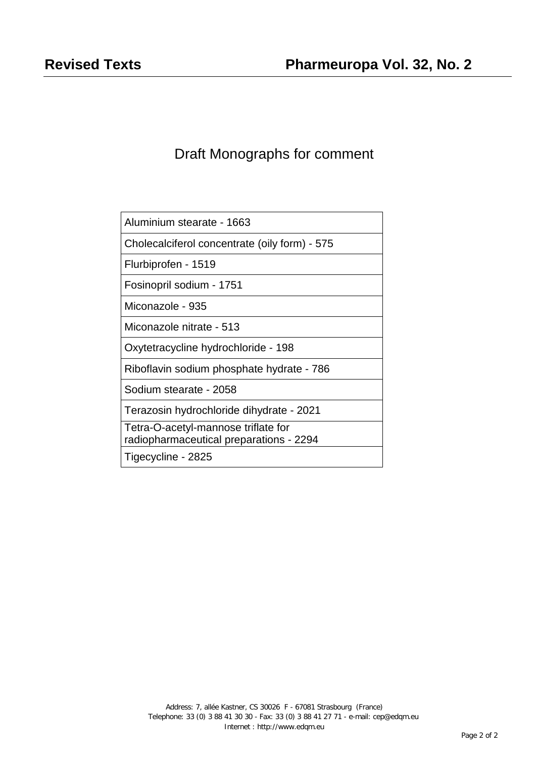## Revised Texts — Pharmeuropa Vol. 32, No. 2

# Draft Monographs for comment

| |
|---|
| Aluminium stearate - 1663 |
| Cholecalciferol concentrate (oily form) - 575 |
| Flurbiprofen - 1519 |
| Fosinopril sodium - 1751 |
| Miconazole - 935 |
| Miconazole nitrate - 513 |
| Oxytetracycline hydrochloride - 198 |
| Riboflavin sodium phosphate hydrate - 786 |
| Sodium stearate - 2058 |
| Terazosin hydrochloride dihydrate - 2021 |
| Tetra-O-acetyl-mannose triflate for radiopharmaceutical preparations - 2294 |
| Tigecycline - 2825 |

Address: 7, allée Kastner, CS 30026 F - 67081 Strasbourg (France)
Telephone: 33 (0) 3 88 41 30 30 - Fax: 33 (0) 3 88 41 27 71 - e-mail: cep@edqm.eu
Internet : http://www.edqm.eu